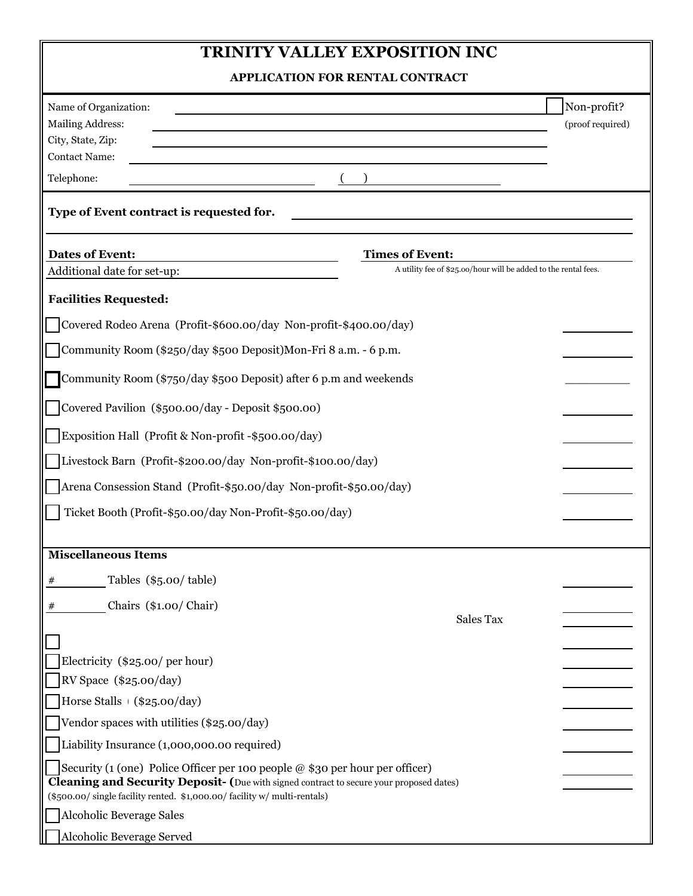# TRINITY VALLEY EXPOSITION INC

## APPLICATION FOR RENTAL CONTRACT

Name of Organization: ________________________ ☐ Non-profit? (proof required)

Mailing Address: ________________________

City, State, Zip: ________________________

Contact Name: ________________________

Telephone: ________________ ( ) ________________

**Type of Event contract is requested for.** ________________________

**Dates of Event:** ________________ **Times of Event:** ________________

Additional date for set-up: ________________

A utility fee of $25.00/hour will be added to the rental fees.

**Facilities Requested:**

- ☐ Covered Rodeo Arena (Profit-$600.00/day Non-profit-$400.00/day) ________
- ☐ Community Room ($250/day $500 Deposit)Mon-Fri 8 a.m. - 6 p.m. ________
- ☐ Community Room ($750/day $500 Deposit) after 6 p.m and weekends ________
- ☐ Covered Pavilion ($500.00/day - Deposit $500.00) ________
- ☐ Exposition Hall (Profit & Non-profit -$500.00/day) ________
- ☐ Livestock Barn (Profit-$200.00/day Non-profit-$100.00/day) ________
- ☐ Arena Consession Stand (Profit-$50.00/day Non-profit-$50.00/day) ________
- ☐ Ticket Booth (Profit-$50.00/day Non-Profit-$50.00/day) ________

**Miscellaneous Items**

- # ________ Tables ($5.00/ table) ________
- # ________ Chairs ($1.00/ Chair) ________

Sales Tax ________

- ☐ ________
- ☐ Electricity ($25.00/ per hour) ________
- ☐ RV Space ($25.00/day) ________
- ☐ Horse Stalls ($25.00/day) ________
- ☐ Vendor spaces with utilities ($25.00/day) ________
- ☐ Liability Insurance (1,000,000.00 required) ________
- ☐ Security (1 (one) Police Officer per 100 people @ $30 per hour per officer) ________

**Cleaning and Security Deposit- (**Due with signed contract to secure your proposed dates) ________

($500.00/ single facility rented. $1,000.00/ facility w/ multi-rentals)

- ☐ Alcoholic Beverage Sales
- ☐ Alcoholic Beverage Served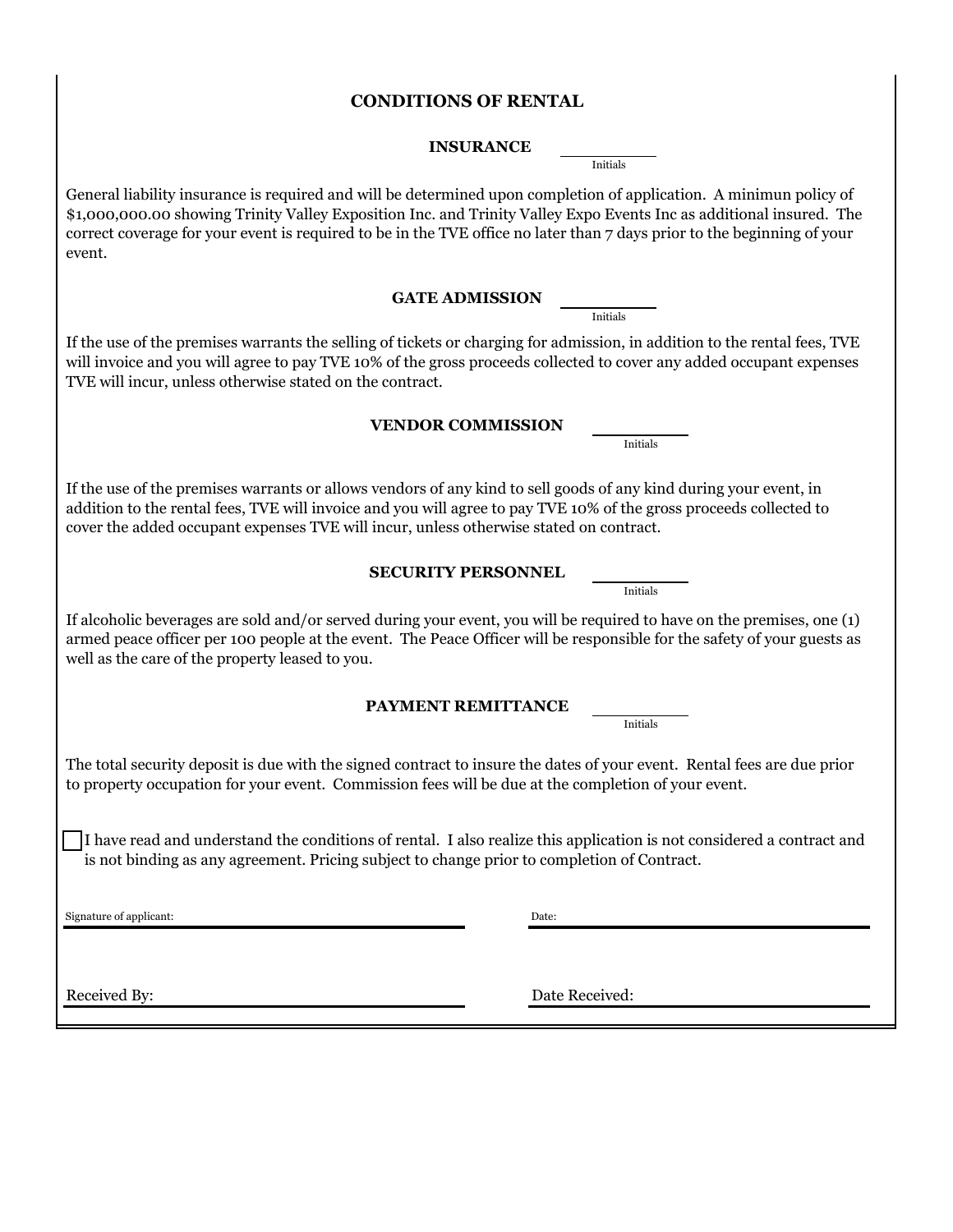# CONDITIONS OF RENTAL

## INSURANCE

\_\_\_\_\_\_\_\_\_\_
Initials

General liability insurance is required and will be determined upon completion of application. A minimun policy of $1,000,000.00 showing Trinity Valley Exposition Inc. and Trinity Valley Expo Events Inc as additional insured. The correct coverage for your event is required to be in the TVE office no later than 7 days prior to the beginning of your event.

## GATE ADMISSION

\_\_\_\_\_\_\_\_\_\_
Initials

If the use of the premises warrants the selling of tickets or charging for admission, in addition to the rental fees, TVE will invoice and you will agree to pay TVE 10% of the gross proceeds collected to cover any added occupant expenses TVE will incur, unless otherwise stated on the contract.

## VENDOR COMMISSION

\_\_\_\_\_\_\_\_\_\_
Initials

If the use of the premises warrants or allows vendors of any kind to sell goods of any kind during your event, in addition to the rental fees, TVE will invoice and you will agree to pay TVE 10% of the gross proceeds collected to cover the added occupant expenses TVE will incur, unless otherwise stated on contract.

## SECURITY PERSONNEL

\_\_\_\_\_\_\_\_\_\_
Initials

If alcoholic beverages are sold and/or served during your event, you will be required to have on the premises, one (1) armed peace officer per 100 people at the event. The Peace Officer will be responsible for the safety of your guests as well as the care of the property leased to you.

## PAYMENT REMITTANCE

\_\_\_\_\_\_\_\_\_\_
Initials

The total security deposit is due with the signed contract to insure the dates of your event. Rental fees are due prior to property occupation for your event. Commission fees will be due at the completion of your event.

☐ I have read and understand the conditions of rental. I also realize this application is not considered a contract and is not binding as any agreement. Pricing subject to change prior to completion of Contract.

Signature of applicant: \_\_\_\_\_\_\_\_\_\_\_\_\_\_\_\_\_\_\_\_ Date: \_\_\_\_\_\_\_\_\_\_\_\_\_\_\_\_\_\_\_\_

Received By: \_\_\_\_\_\_\_\_\_\_\_\_\_\_\_\_\_\_\_\_ Date Received: \_\_\_\_\_\_\_\_\_\_\_\_\_\_\_\_\_\_\_\_